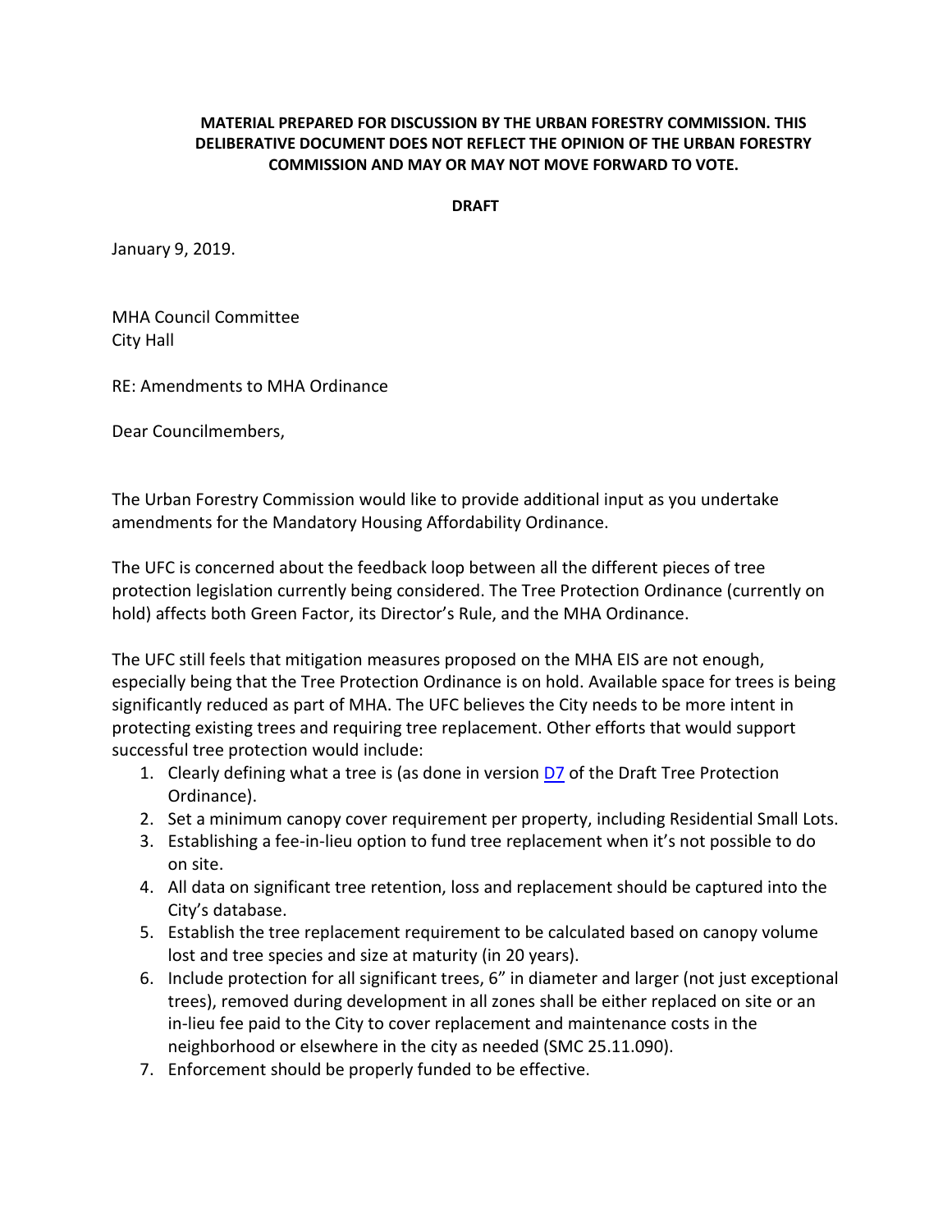**MATERIAL PREPARED FOR DISCUSSION BY THE URBAN FORESTRY COMMISSION. THIS DELIBERATIVE DOCUMENT DOES NOT REFLECT THE OPINION OF THE URBAN FORESTRY COMMISSION AND MAY OR MAY NOT MOVE FORWARD TO VOTE.**

**DRAFT**

January 9, 2019.

MHA Council Committee
City Hall

RE: Amendments to MHA Ordinance

Dear Councilmembers,

The Urban Forestry Commission would like to provide additional input as you undertake amendments for the Mandatory Housing Affordability Ordinance.

The UFC is concerned about the feedback loop between all the different pieces of tree protection legislation currently being considered. The Tree Protection Ordinance (currently on hold) affects both Green Factor, its Director's Rule, and the MHA Ordinance.

The UFC still feels that mitigation measures proposed on the MHA EIS are not enough, especially being that the Tree Protection Ordinance is on hold. Available space for trees is being significantly reduced as part of MHA. The UFC believes the City needs to be more intent in protecting existing trees and requiring tree replacement. Other efforts that would support successful tree protection would include:

1. Clearly defining what a tree is (as done in version D7 of the Draft Tree Protection Ordinance).
2. Set a minimum canopy cover requirement per property, including Residential Small Lots.
3. Establishing a fee-in-lieu option to fund tree replacement when it's not possible to do on site.
4. All data on significant tree retention, loss and replacement should be captured into the City's database.
5. Establish the tree replacement requirement to be calculated based on canopy volume lost and tree species and size at maturity (in 20 years).
6. Include protection for all significant trees, 6" in diameter and larger (not just exceptional trees), removed during development in all zones shall be either replaced on site or an in-lieu fee paid to the City to cover replacement and maintenance costs in the neighborhood or elsewhere in the city as needed (SMC 25.11.090).
7. Enforcement should be properly funded to be effective.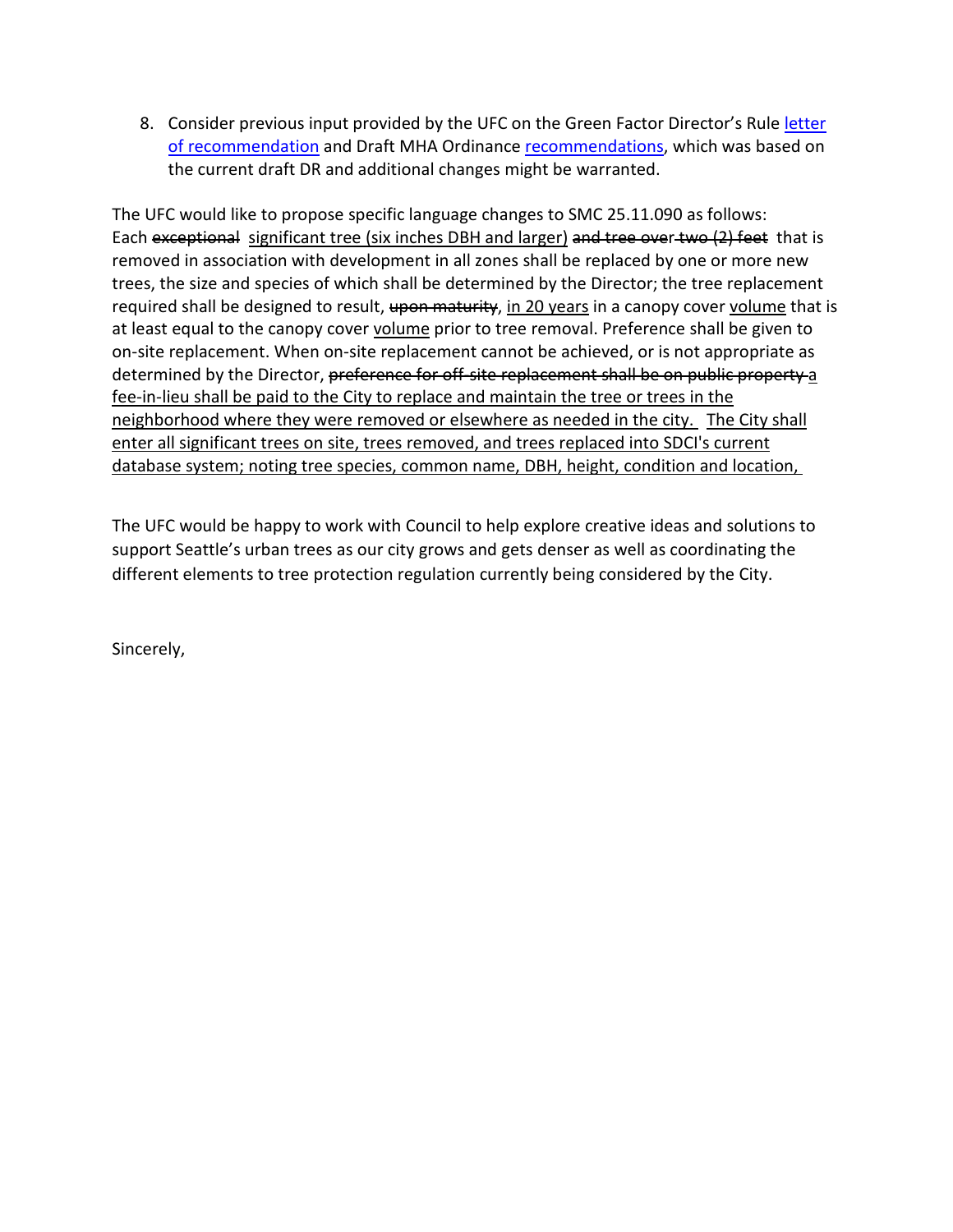8. Consider previous input provided by the UFC on the Green Factor Director's Rule letter of recommendation and Draft MHA Ordinance recommendations, which was based on the current draft DR and additional changes might be warranted.

The UFC would like to propose specific language changes to SMC 25.11.090 as follows: Each ~~exceptional~~ <u>significant tree (six inches DBH and larger)</u> ~~and tree over two (2) feet~~ that is removed in association with development in all zones shall be replaced by one or more new trees, the size and species of which shall be determined by the Director; the tree replacement required shall be designed to result, ~~upon maturity~~, <u>in 20 years</u> in a canopy cover <u>volume</u> that is at least equal to the canopy cover <u>volume</u> prior to tree removal. Preference shall be given to on-site replacement. When on-site replacement cannot be achieved, or is not appropriate as determined by the Director, ~~preference for off-site replacement shall be on public property~~ <u>a fee-in-lieu shall be paid to the City to replace and maintain the tree or trees in the neighborhood where they were removed or elsewhere as needed in the city. The City shall enter all significant trees on site, trees removed, and trees replaced into SDCI's current database system; noting tree species, common name, DBH, height, condition and location,</u>

The UFC would be happy to work with Council to help explore creative ideas and solutions to support Seattle's urban trees as our city grows and gets denser as well as coordinating the different elements to tree protection regulation currently being considered by the City.

Sincerely,